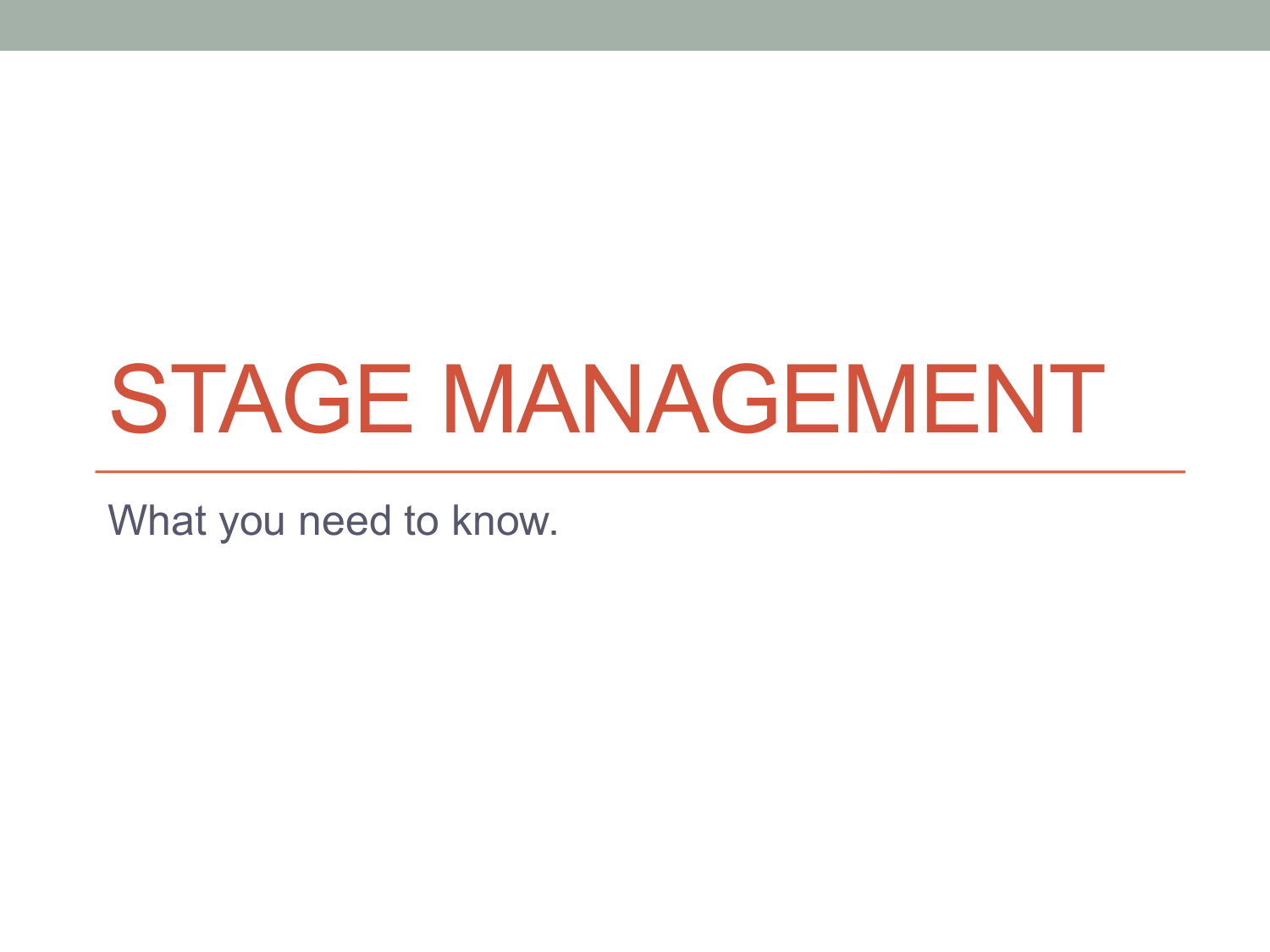# STAGE MANAGEMENT

What you need to know.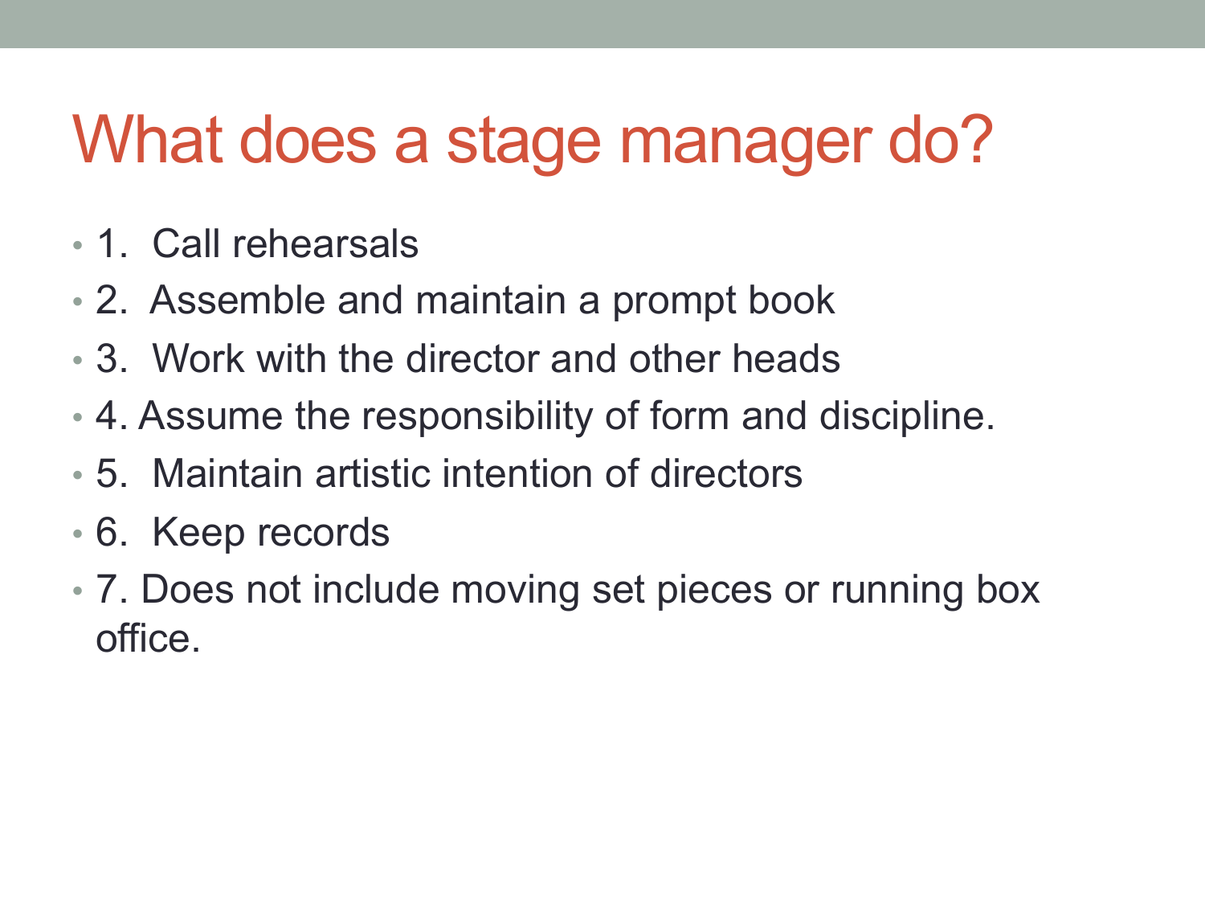# What does a stage manager do?

- 1. Call rehearsals
- 2. Assemble and maintain a prompt book
- 3. Work with the director and other heads
- 4. Assume the responsibility of form and discipline.
- 5. Maintain artistic intention of directors
- 6. Keep records
- 7. Does not include moving set pieces or running box office.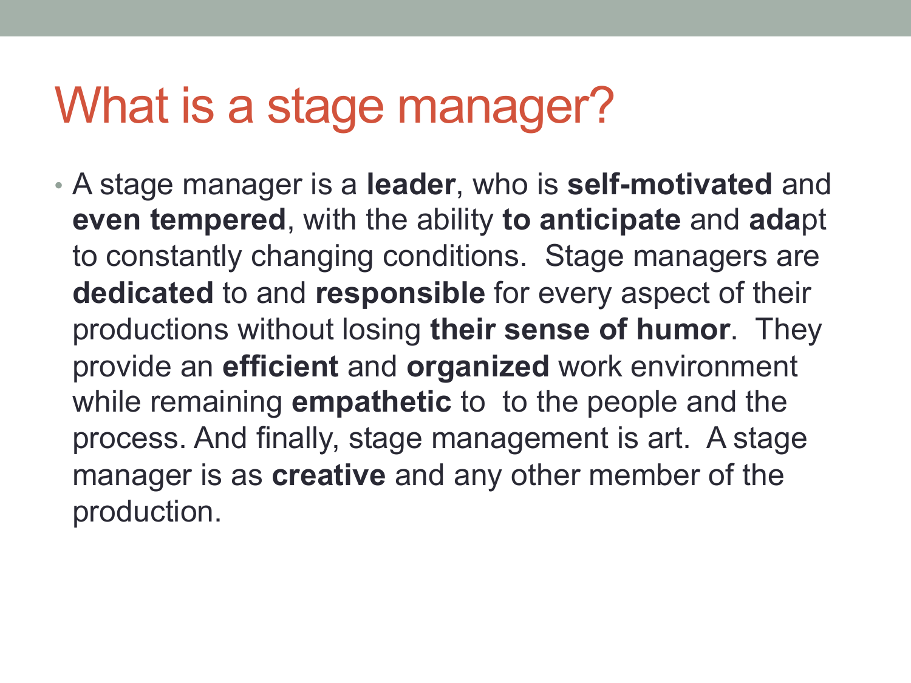# What is a stage manager?

- A stage manager is a **leader**, who is **self-motivated** and **even tempered**, with the ability **to anticipate** and **ada**pt to constantly changing conditions. Stage managers are **dedicated** to and **responsible** for every aspect of their productions without losing **their sense of humor**. They provide an **efficient** and **organized** work environment while remaining **empathetic** to to the people and the process. And finally, stage management is art. A stage manager is as **creative** and any other member of the production.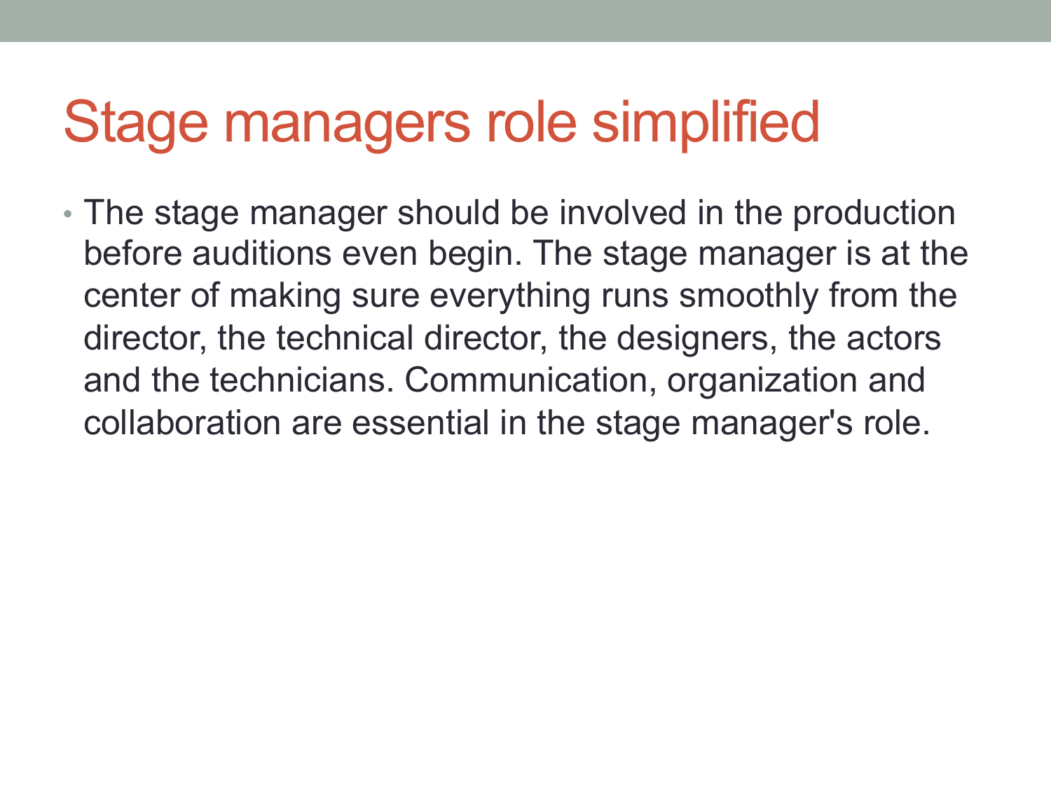# Stage managers role simplified

- The stage manager should be involved in the production before auditions even begin. The stage manager is at the center of making sure everything runs smoothly from the director, the technical director, the designers, the actors and the technicians. Communication, organization and collaboration are essential in the stage manager's role.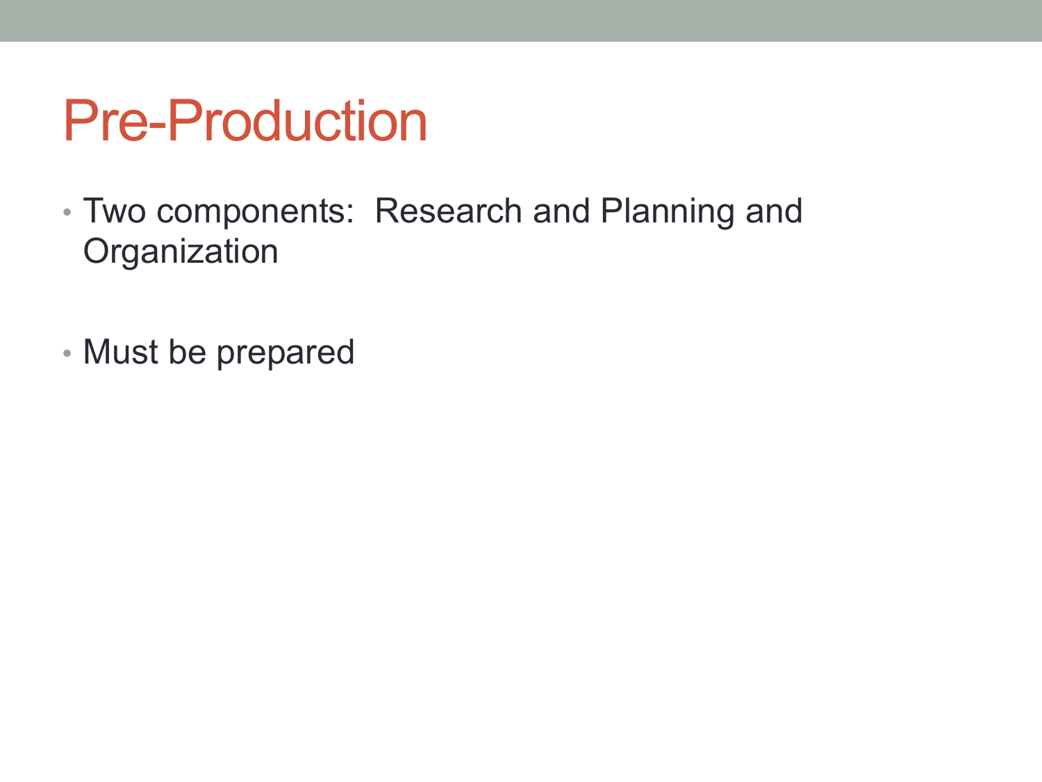# Pre-Production

- Two components:  Research and Planning and Organization

- Must be prepared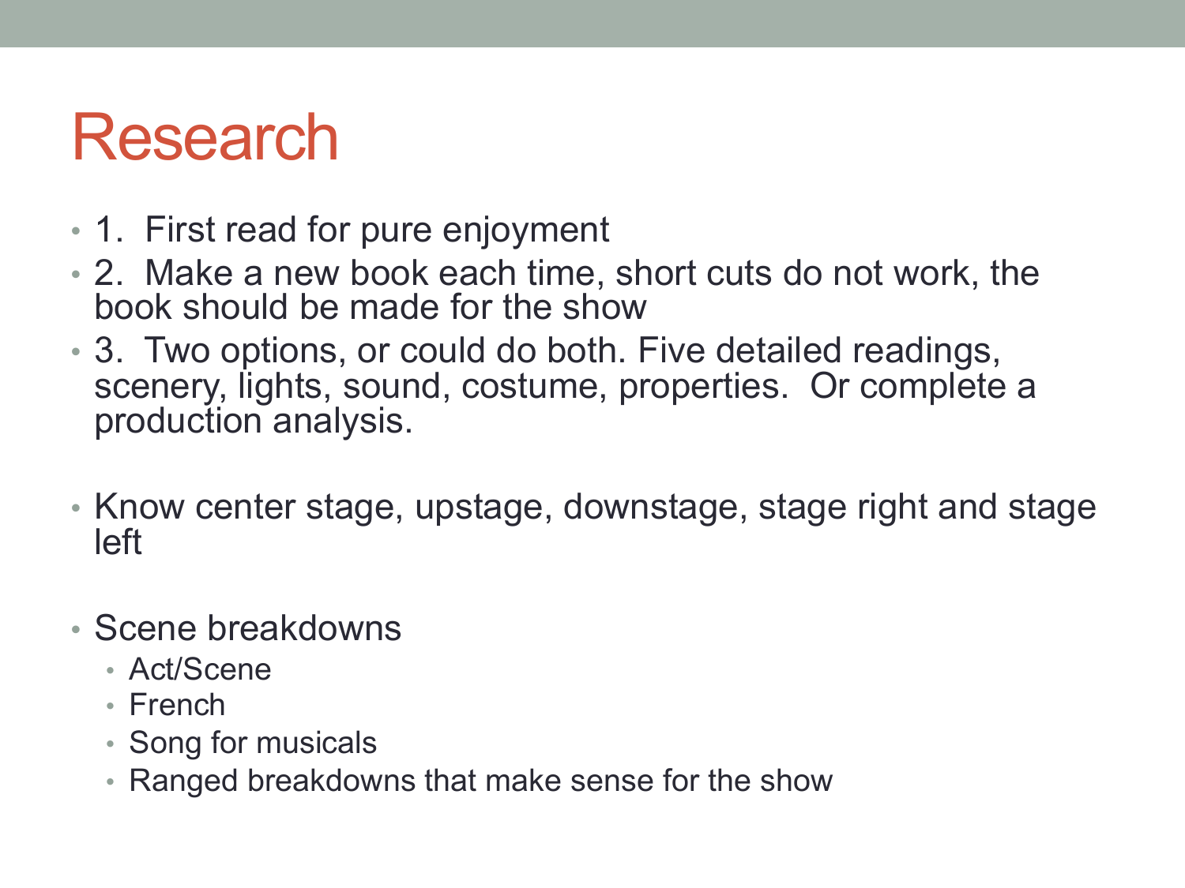# Research

- 1. First read for pure enjoyment
- 2. Make a new book each time, short cuts do not work, the book should be made for the show
- 3. Two options, or could do both. Five detailed readings, scenery, lights, sound, costume, properties. Or complete a production analysis.

- Know center stage, upstage, downstage, stage right and stage left

- Scene breakdowns
  - Act/Scene
  - French
  - Song for musicals
  - Ranged breakdowns that make sense for the show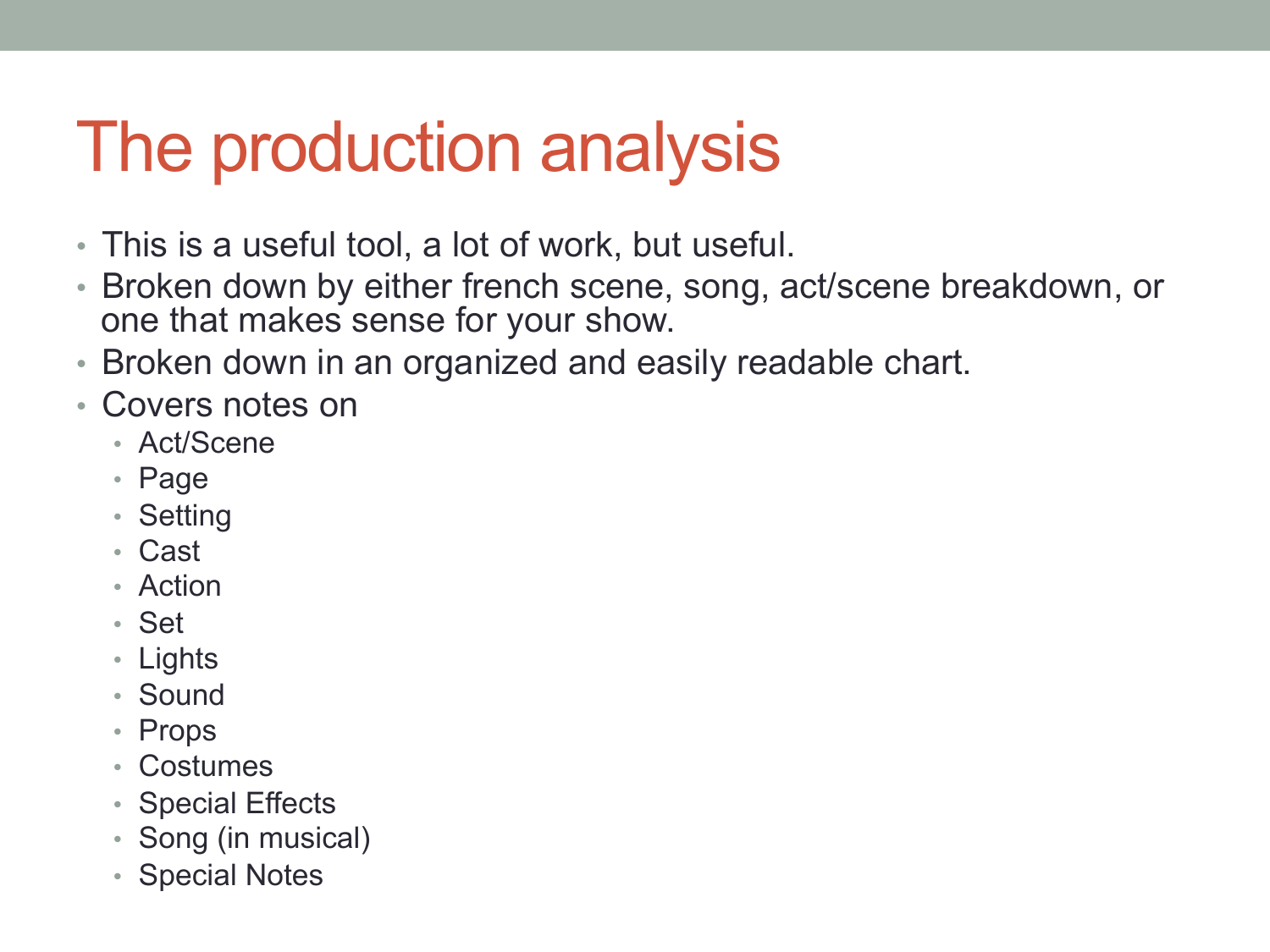# The production analysis

- This is a useful tool, a lot of work, but useful.
- Broken down by either french scene, song, act/scene breakdown, or one that makes sense for your show.
- Broken down in an organized and easily readable chart.
- Covers notes on
  - Act/Scene
  - Page
  - Setting
  - Cast
  - Action
  - Set
  - Lights
  - Sound
  - Props
  - Costumes
  - Special Effects
  - Song (in musical)
  - Special Notes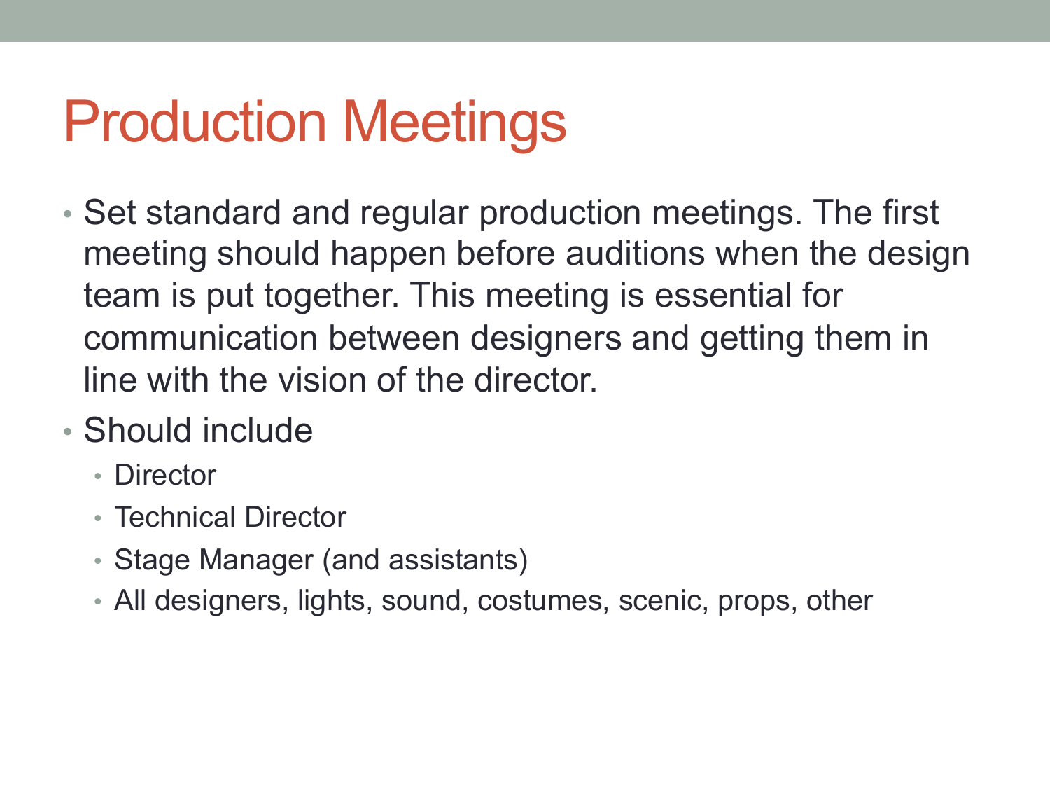# Production Meetings

- Set standard and regular production meetings. The first meeting should happen before auditions when the design team is put together. This meeting is essential for communication between designers and getting them in line with the vision of the director.
- Should include
  - Director
  - Technical Director
  - Stage Manager (and assistants)
  - All designers, lights, sound, costumes, scenic, props, other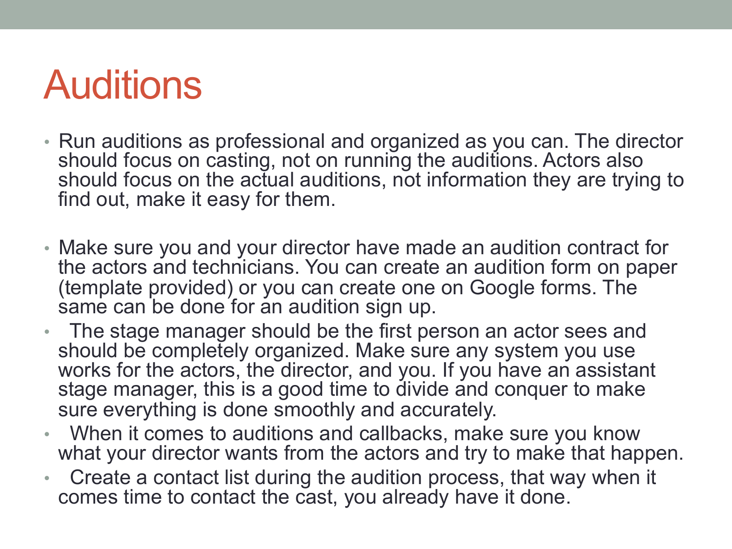# Auditions

- Run auditions as professional and organized as you can. The director should focus on casting, not on running the auditions. Actors also should focus on the actual auditions, not information they are trying to find out, make it easy for them.

- Make sure you and your director have made an audition contract for the actors and technicians. You can create an audition form on paper (template provided) or you can create one on Google forms. The same can be done for an audition sign up.
- The stage manager should be the first person an actor sees and should be completely organized. Make sure any system you use works for the actors, the director, and you. If you have an assistant stage manager, this is a good time to divide and conquer to make sure everything is done smoothly and accurately.
- When it comes to auditions and callbacks, make sure you know what your director wants from the actors and try to make that happen.
- Create a contact list during the audition process, that way when it comes time to contact the cast, you already have it done.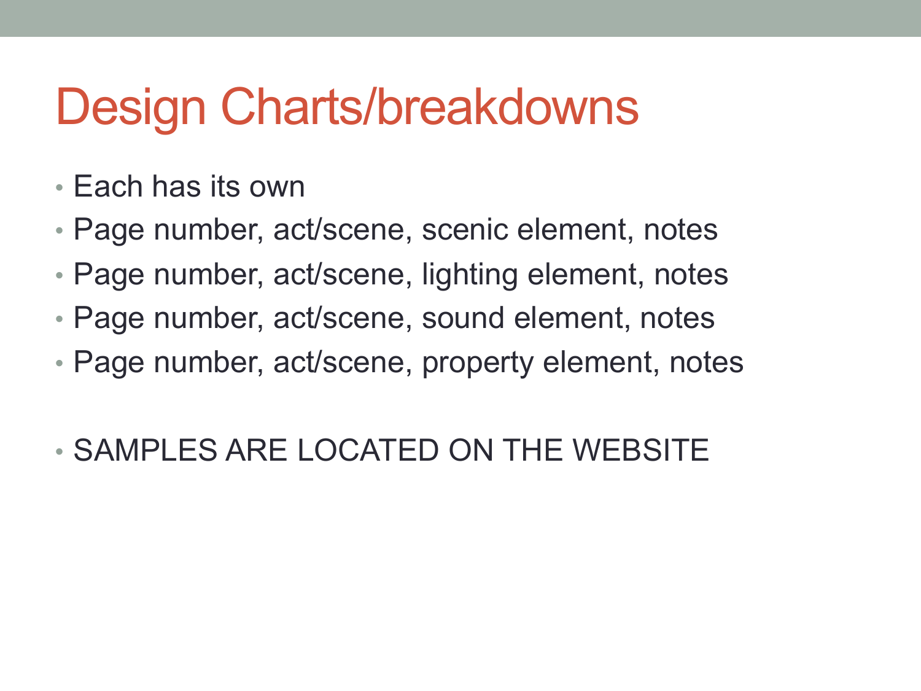# Design Charts/breakdowns

- Each has its own
- Page number, act/scene, scenic element, notes
- Page number, act/scene, lighting element, notes
- Page number, act/scene, sound element, notes
- Page number, act/scene, property element, notes

- SAMPLES ARE LOCATED ON THE WEBSITE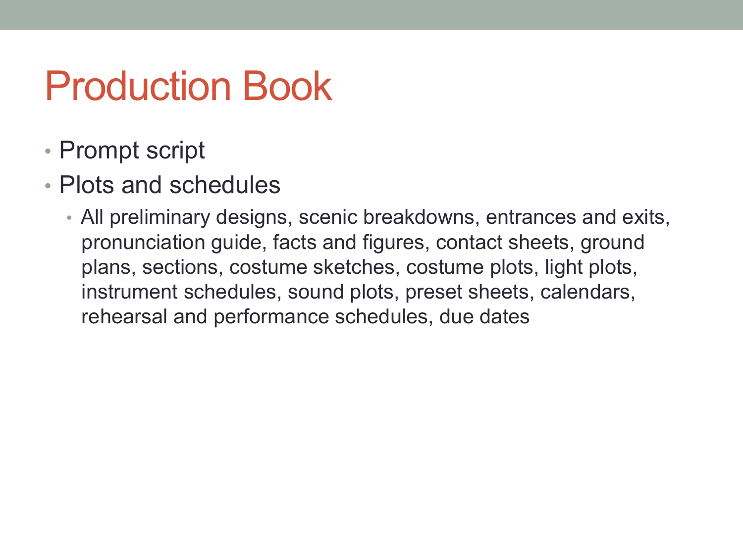# Production Book

- Prompt script
- Plots and schedules
  - All preliminary designs, scenic breakdowns, entrances and exits, pronunciation guide, facts and figures, contact sheets, ground plans, sections, costume sketches, costume plots, light plots, instrument schedules, sound plots, preset sheets, calendars, rehearsal and performance schedules, due dates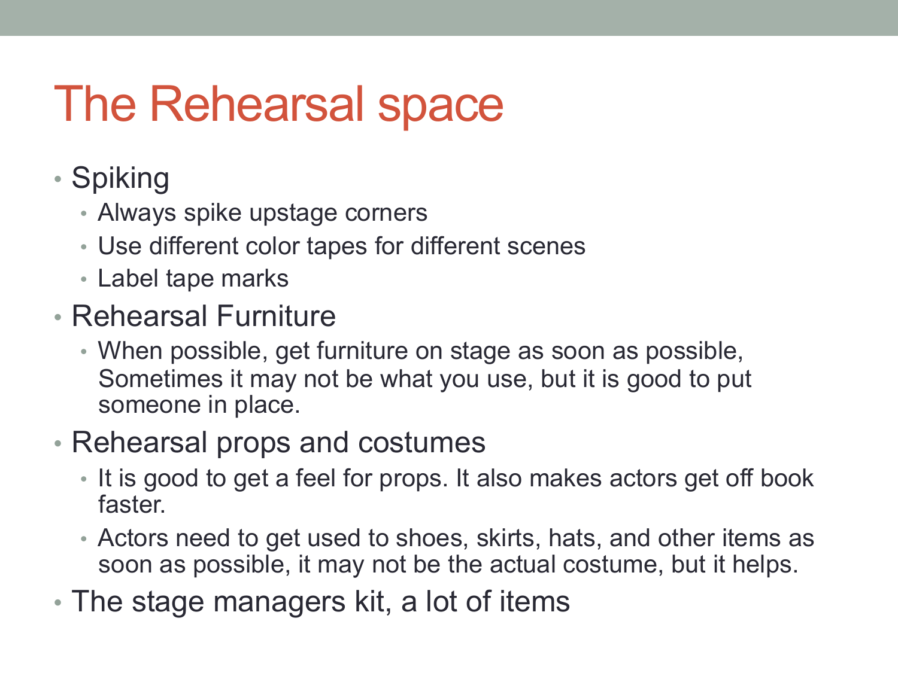# The Rehearsal space

- Spiking
  - Always spike upstage corners
  - Use different color tapes for different scenes
  - Label tape marks
- Rehearsal Furniture
  - When possible, get furniture on stage as soon as possible, Sometimes it may not be what you use, but it is good to put someone in place.
- Rehearsal props and costumes
  - It is good to get a feel for props. It also makes actors get off book faster.
  - Actors need to get used to shoes, skirts, hats, and other items as soon as possible, it may not be the actual costume, but it helps.
- The stage managers kit, a lot of items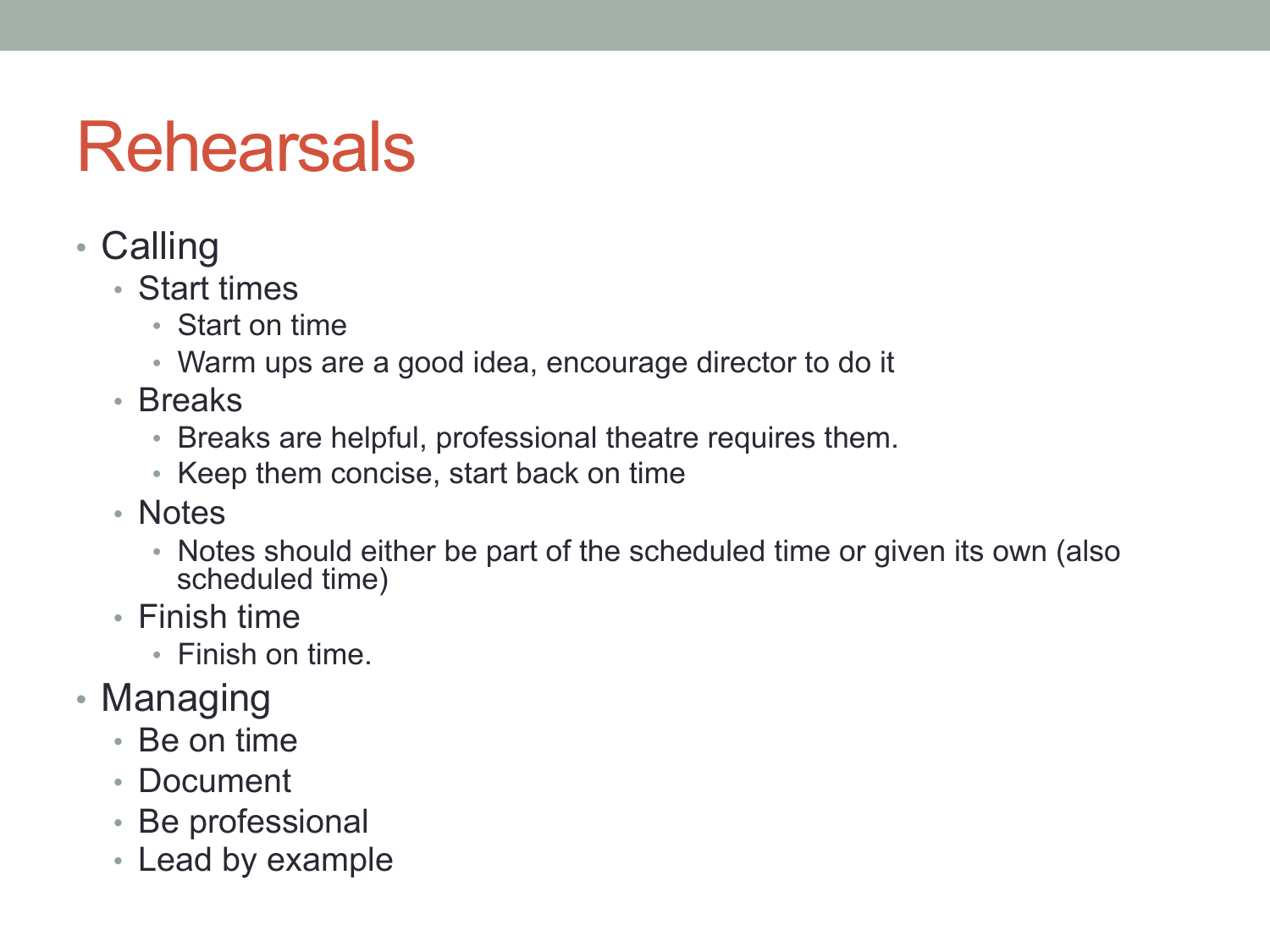# Rehearsals

- Calling
  - Start times
    - Start on time
    - Warm ups are a good idea, encourage director to do it
  - Breaks
    - Breaks are helpful, professional theatre requires them.
    - Keep them concise, start back on time
  - Notes
    - Notes should either be part of the scheduled time or given its own (also scheduled time)
  - Finish time
    - Finish on time.
- Managing
  - Be on time
  - Document
  - Be professional
  - Lead by example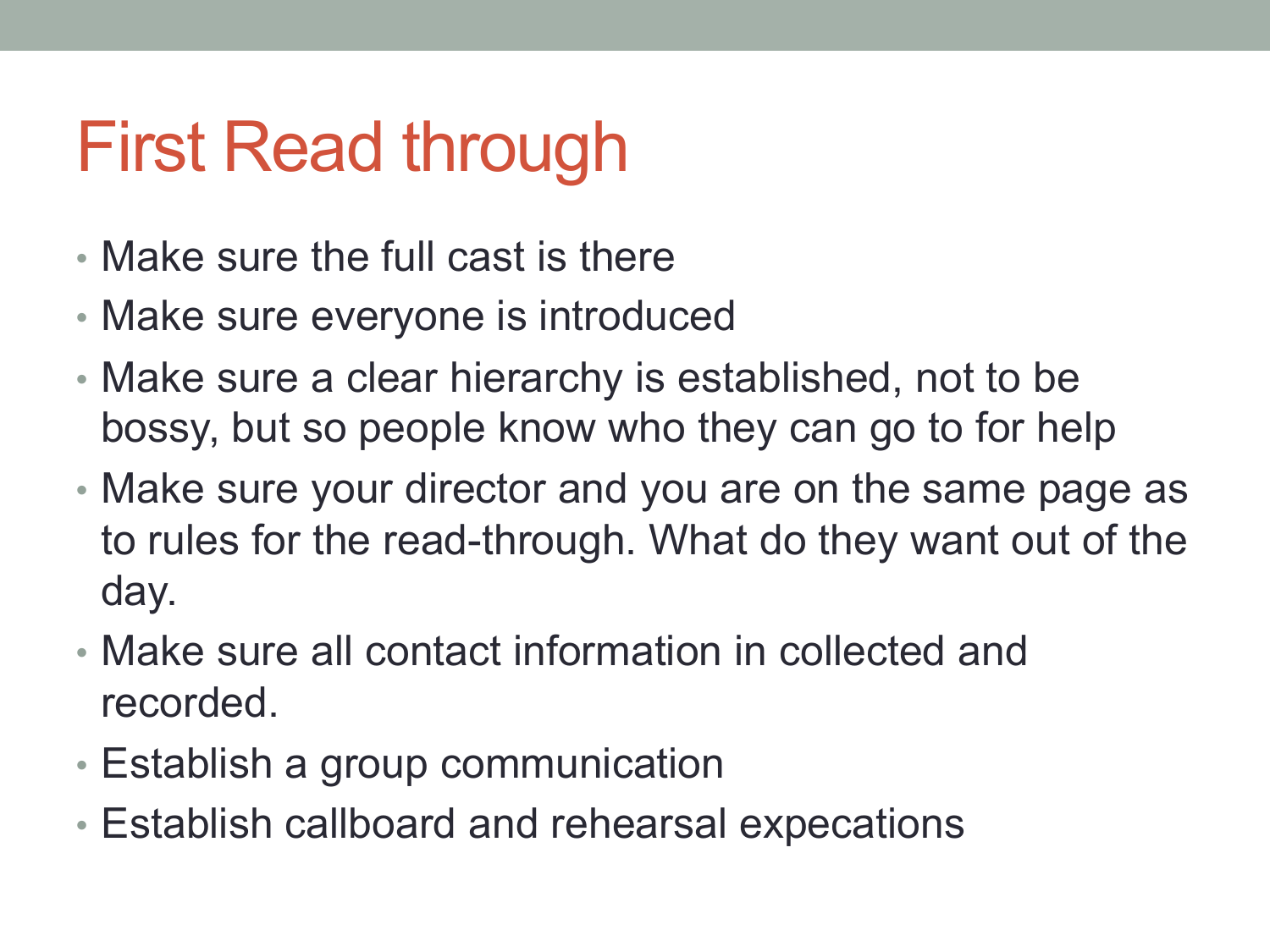# First Read through

- Make sure the full cast is there
- Make sure everyone is introduced
- Make sure a clear hierarchy is established, not to be bossy, but so people know who they can go to for help
- Make sure your director and you are on the same page as to rules for the read-through. What do they want out of the day.
- Make sure all contact information in collected and recorded.
- Establish a group communication
- Establish callboard and rehearsal expecations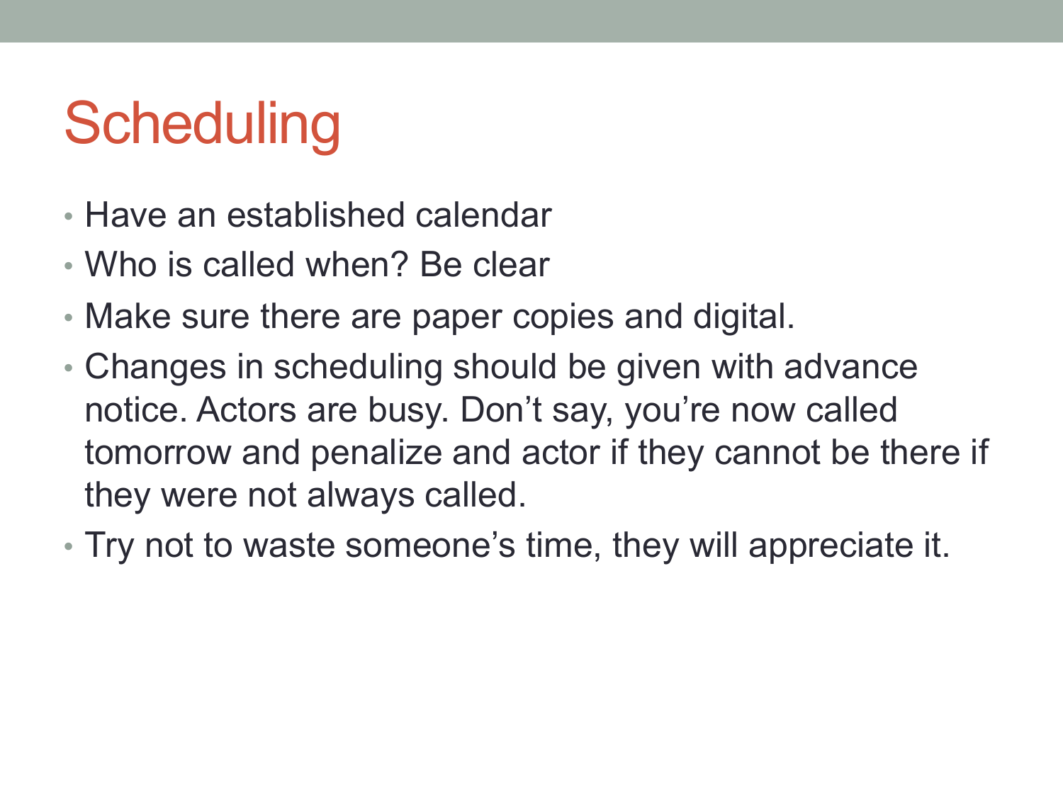# Scheduling

- Have an established calendar
- Who is called when? Be clear
- Make sure there are paper copies and digital.
- Changes in scheduling should be given with advance notice. Actors are busy. Don't say, you're now called tomorrow and penalize and actor if they cannot be there if they were not always called.
- Try not to waste someone's time, they will appreciate it.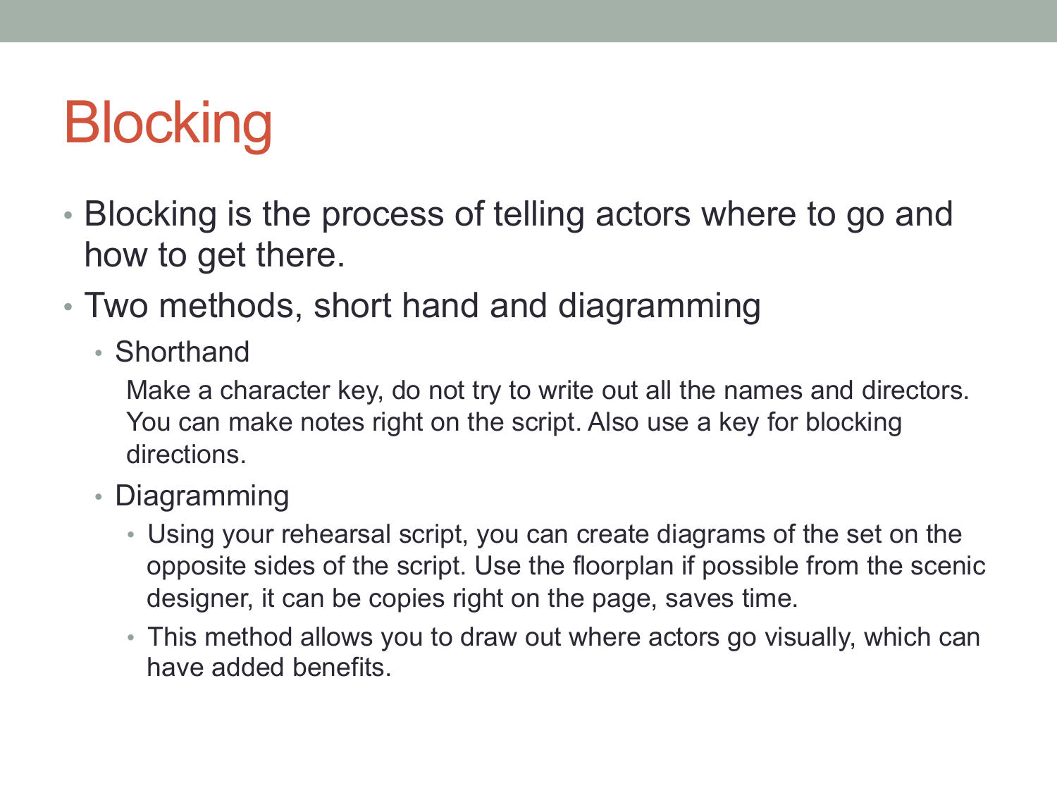# Blocking

- Blocking is the process of telling actors where to go and how to get there.
- Two methods, short hand and diagramming
  - Shorthand

    Make a character key, do not try to write out all the names and directors. You can make notes right on the script. Also use a key for blocking directions.
  - Diagramming
    - Using your rehearsal script, you can create diagrams of the set on the opposite sides of the script. Use the floorplan if possible from the scenic designer, it can be copies right on the page, saves time.
    - This method allows you to draw out where actors go visually, which can have added benefits.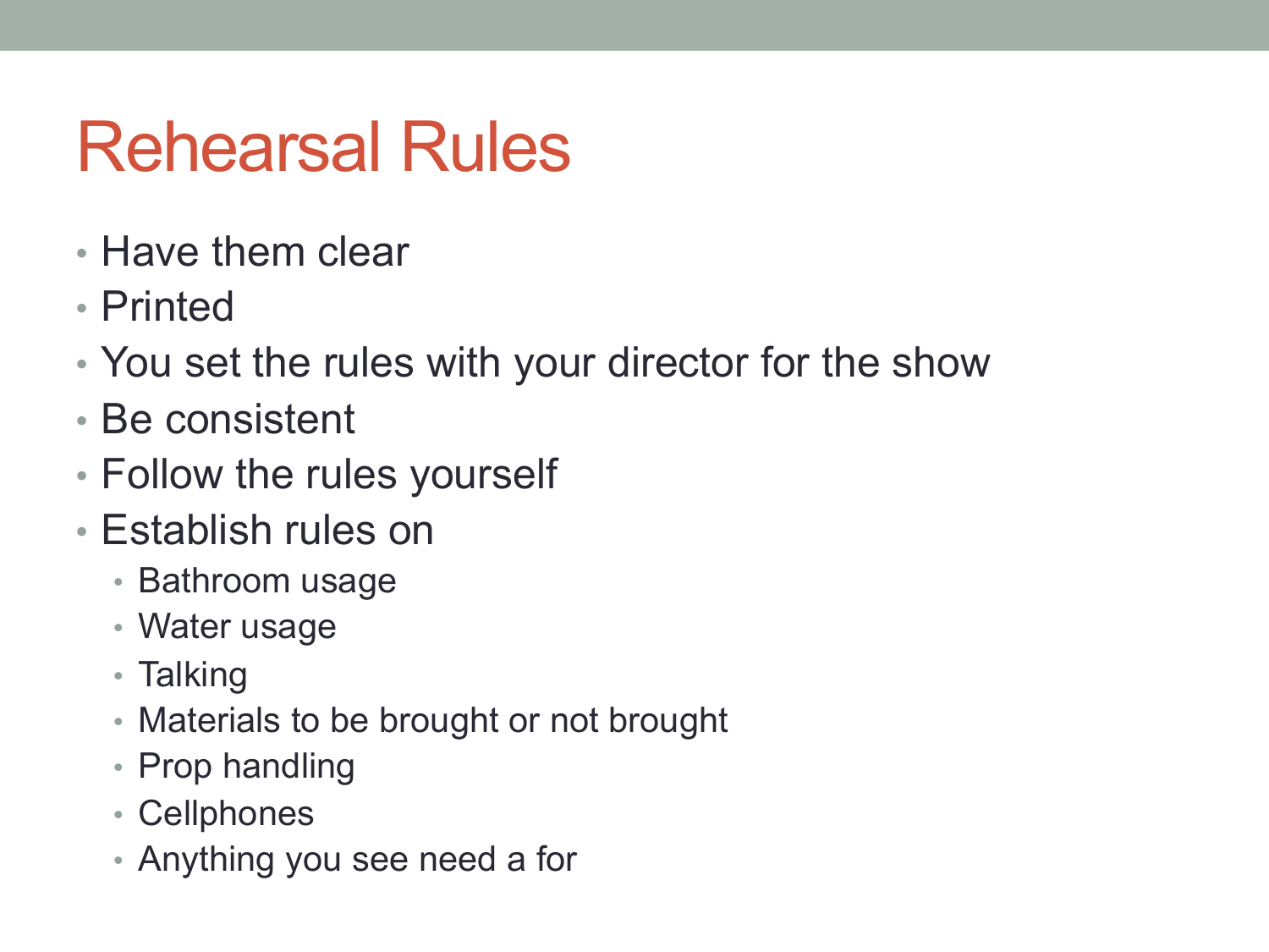# Rehearsal Rules

- Have them clear
- Printed
- You set the rules with your director for the show
- Be consistent
- Follow the rules yourself
- Establish rules on
  - Bathroom usage
  - Water usage
  - Talking
  - Materials to be brought or not brought
  - Prop handling
  - Cellphones
  - Anything you see need a for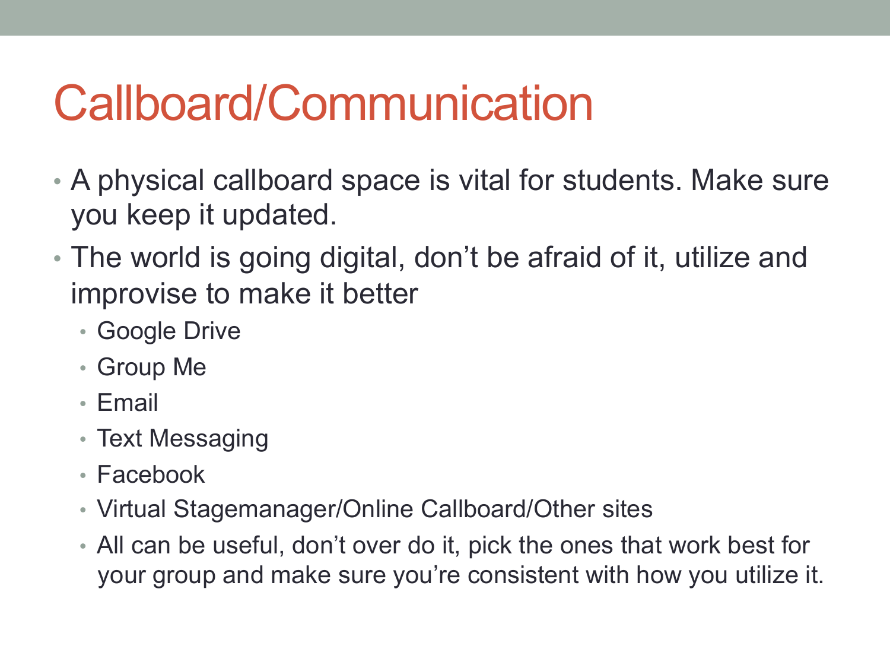# Callboard/Communication

- A physical callboard space is vital for students. Make sure you keep it updated.
- The world is going digital, don't be afraid of it, utilize and improvise to make it better
  - Google Drive
  - Group Me
  - Email
  - Text Messaging
  - Facebook
  - Virtual Stagemanager/Online Callboard/Other sites
  - All can be useful, don't over do it, pick the ones that work best for your group and make sure you're consistent with how you utilize it.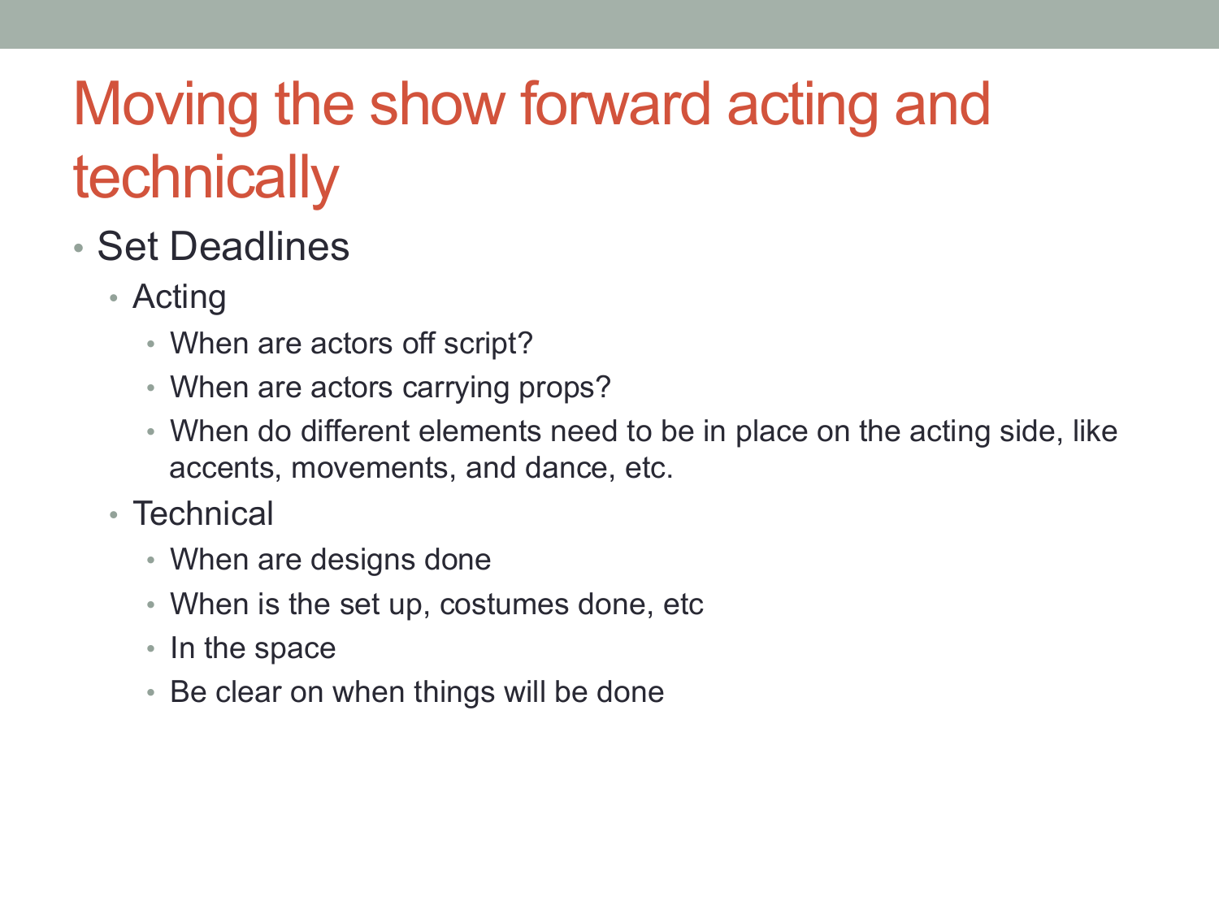# Moving the show forward acting and technically

- Set Deadlines
  - Acting
    - When are actors off script?
    - When are actors carrying props?
    - When do different elements need to be in place on the acting side, like accents, movements, and dance, etc.
  - Technical
    - When are designs done
    - When is the set up, costumes done, etc
    - In the space
    - Be clear on when things will be done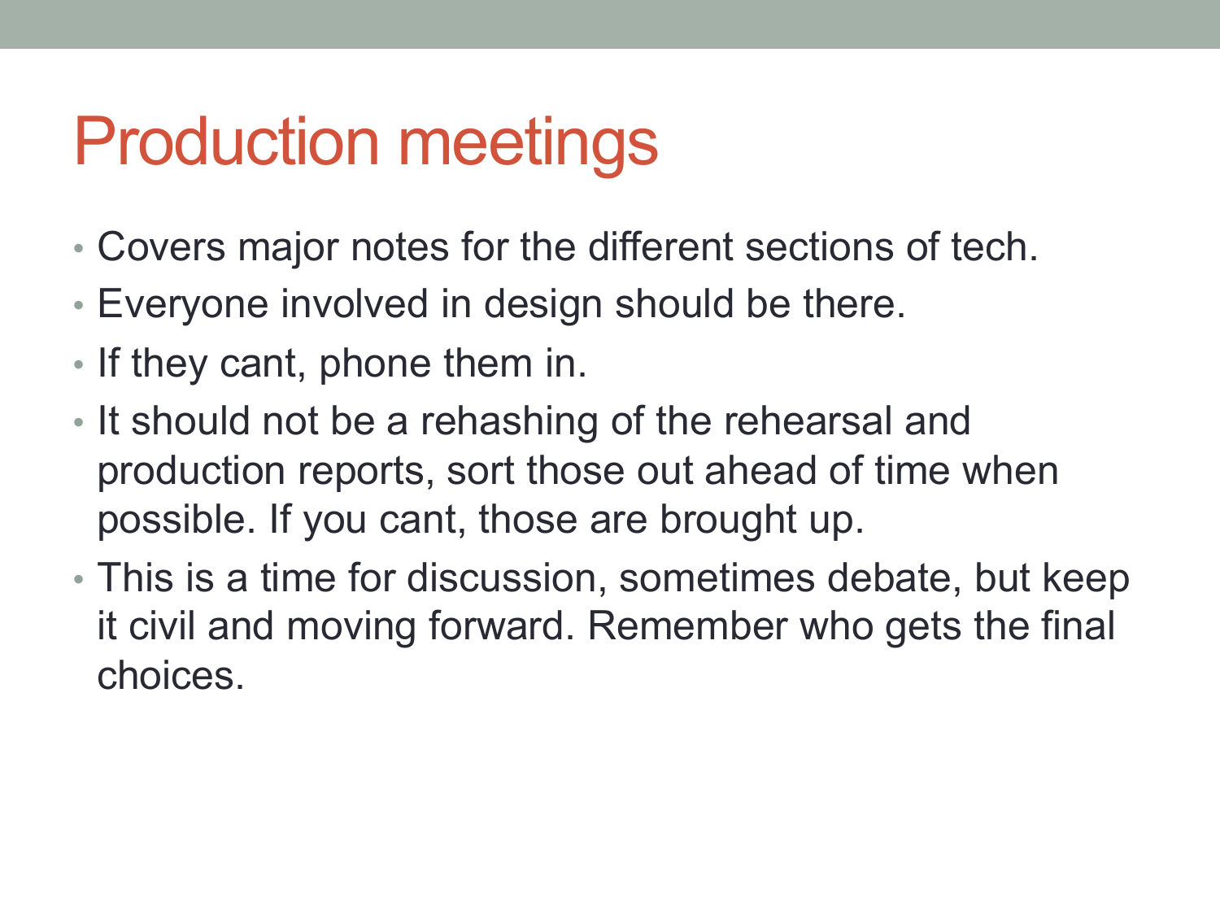# Production meetings

- Covers major notes for the different sections of tech.
- Everyone involved in design should be there.
- If they cant, phone them in.
- It should not be a rehashing of the rehearsal and production reports, sort those out ahead of time when possible. If you cant, those are brought up.
- This is a time for discussion, sometimes debate, but keep it civil and moving forward. Remember who gets the final choices.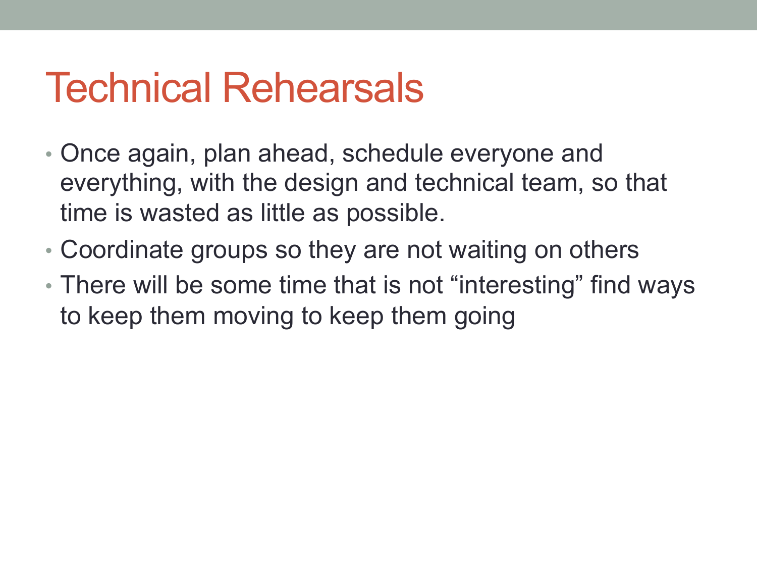# Technical Rehearsals

- Once again, plan ahead, schedule everyone and everything, with the design and technical team, so that time is wasted as little as possible.
- Coordinate groups so they are not waiting on others
- There will be some time that is not “interesting” find ways to keep them moving to keep them going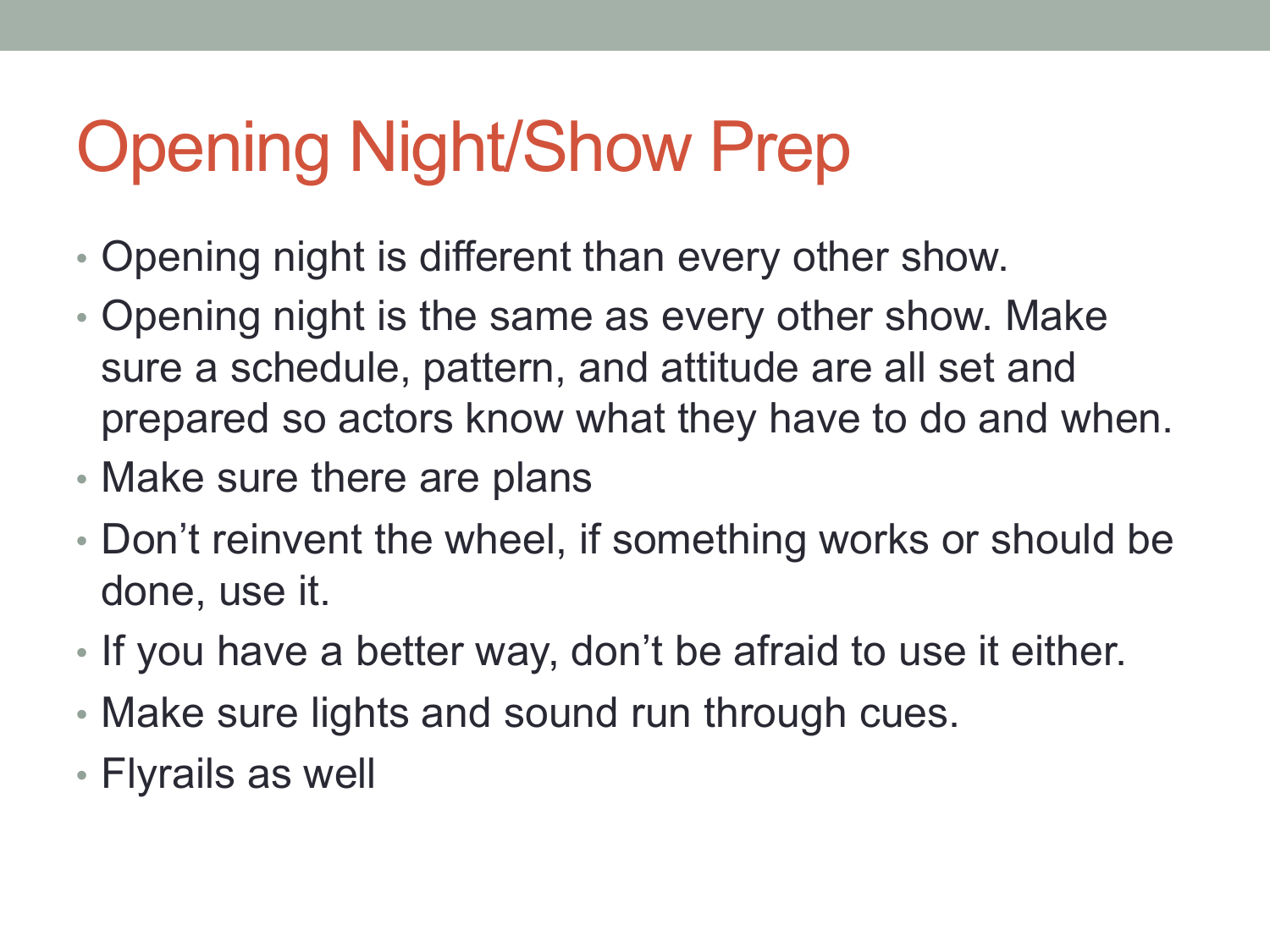# Opening Night/Show Prep

- Opening night is different than every other show.
- Opening night is the same as every other show. Make sure a schedule, pattern, and attitude are all set and prepared so actors know what they have to do and when.
- Make sure there are plans
- Don't reinvent the wheel, if something works or should be done, use it.
- If you have a better way, don't be afraid to use it either.
- Make sure lights and sound run through cues.
- Flyrails as well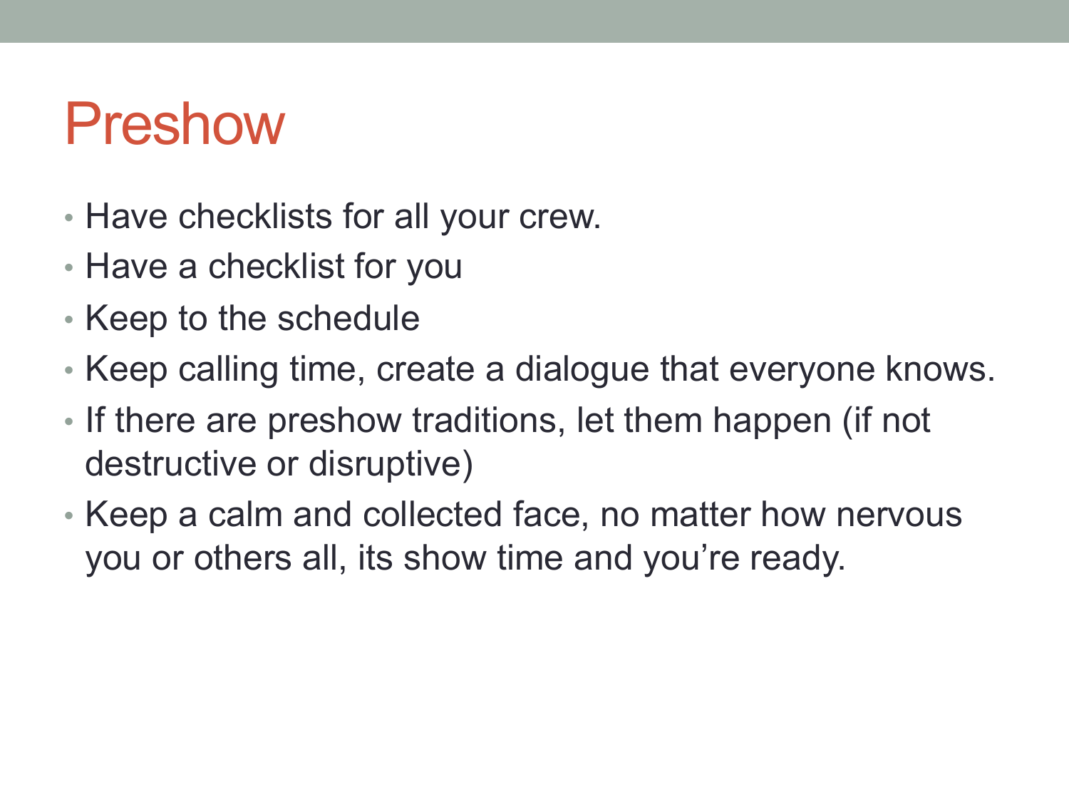# Preshow

- Have checklists for all your crew.
- Have a checklist for you
- Keep to the schedule
- Keep calling time, create a dialogue that everyone knows.
- If there are preshow traditions, let them happen (if not destructive or disruptive)
- Keep a calm and collected face, no matter how nervous you or others all, its show time and you're ready.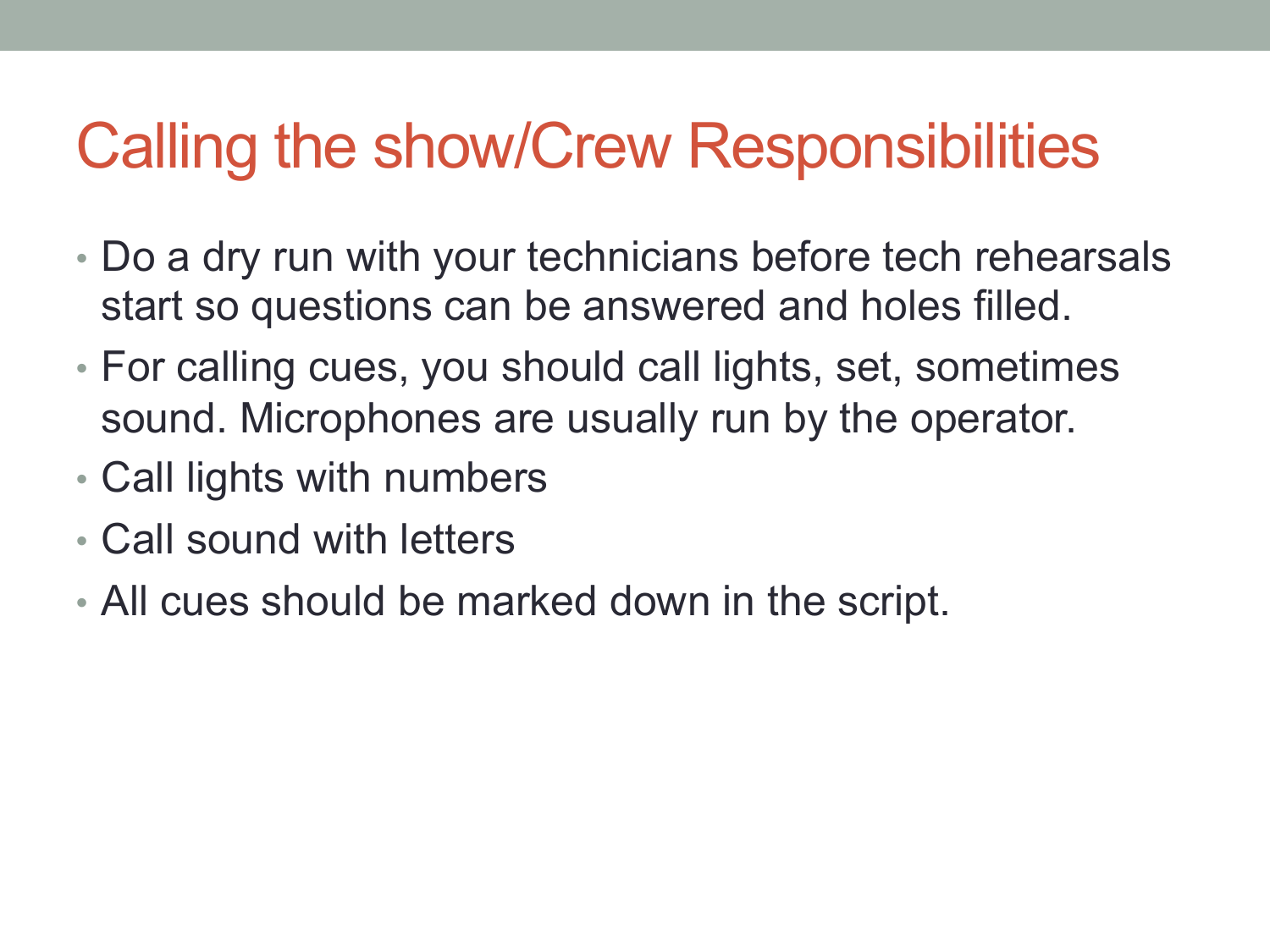# Calling the show/Crew Responsibilities

- Do a dry run with your technicians before tech rehearsals start so questions can be answered and holes filled.
- For calling cues, you should call lights, set, sometimes sound. Microphones are usually run by the operator.
- Call lights with numbers
- Call sound with letters
- All cues should be marked down in the script.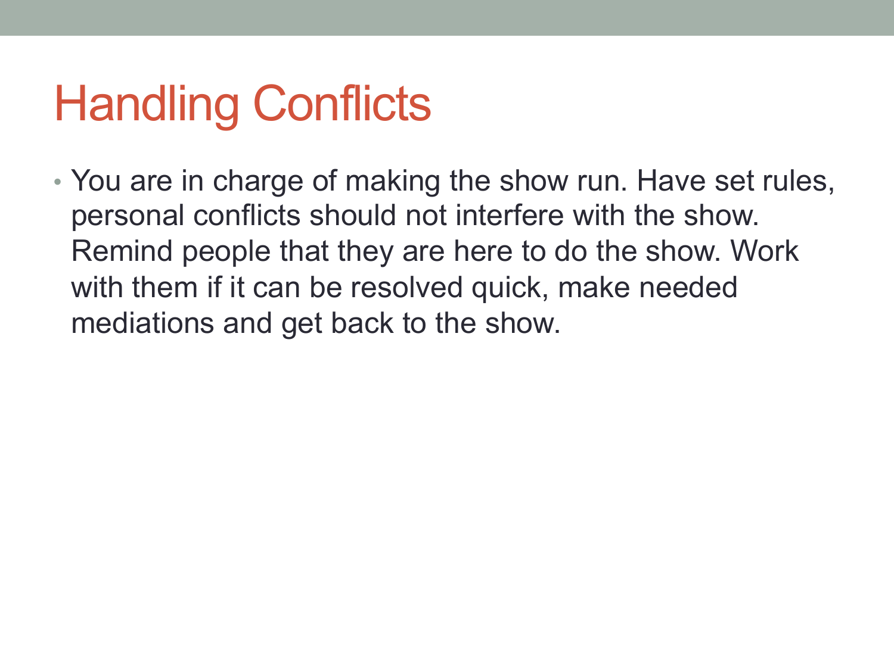# Handling Conflicts

- You are in charge of making the show run. Have set rules, personal conflicts should not interfere with the show. Remind people that they are here to do the show. Work with them if it can be resolved quick, make needed mediations and get back to the show.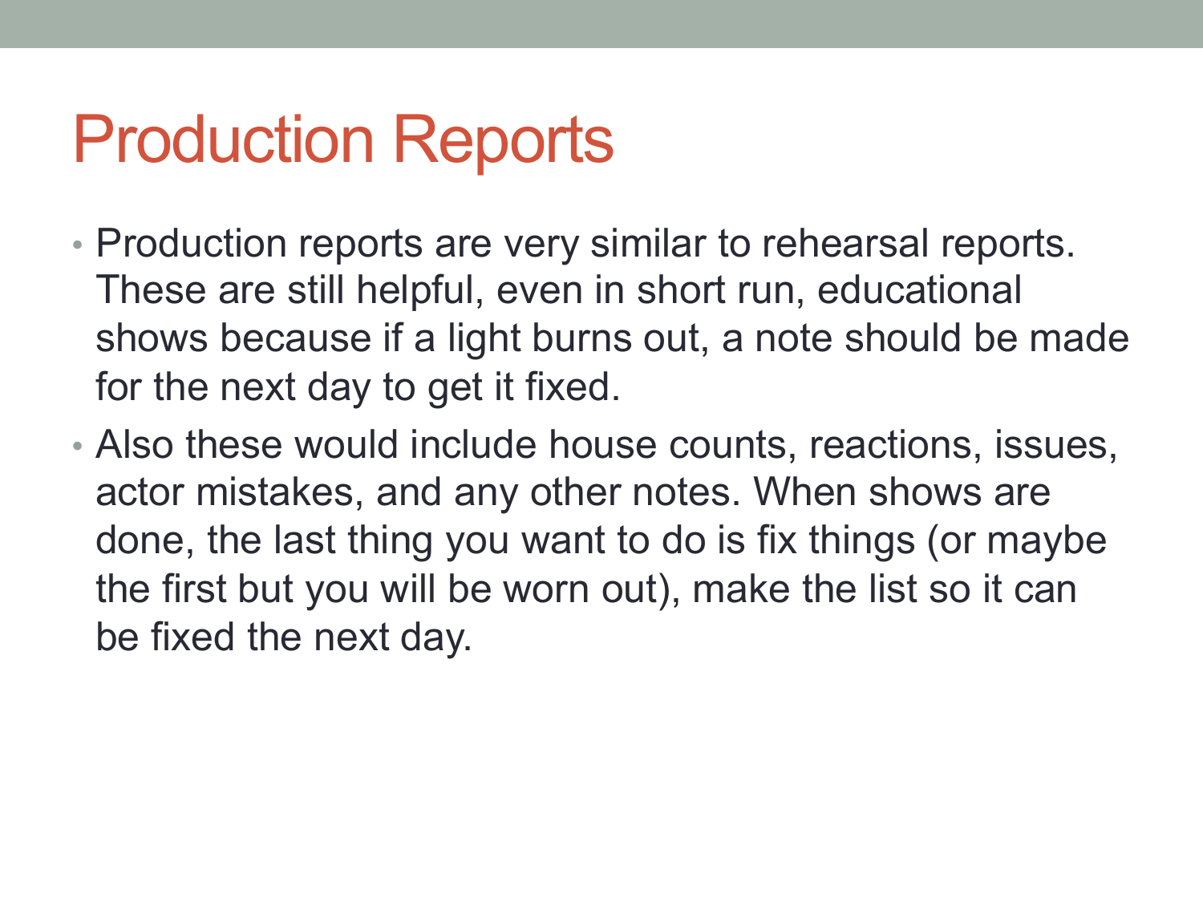# Production Reports

- Production reports are very similar to rehearsal reports. These are still helpful, even in short run, educational shows because if a light burns out, a note should be made for the next day to get it fixed.
- Also these would include house counts, reactions, issues, actor mistakes, and any other notes. When shows are done, the last thing you want to do is fix things (or maybe the first but you will be worn out), make the list so it can be fixed the next day.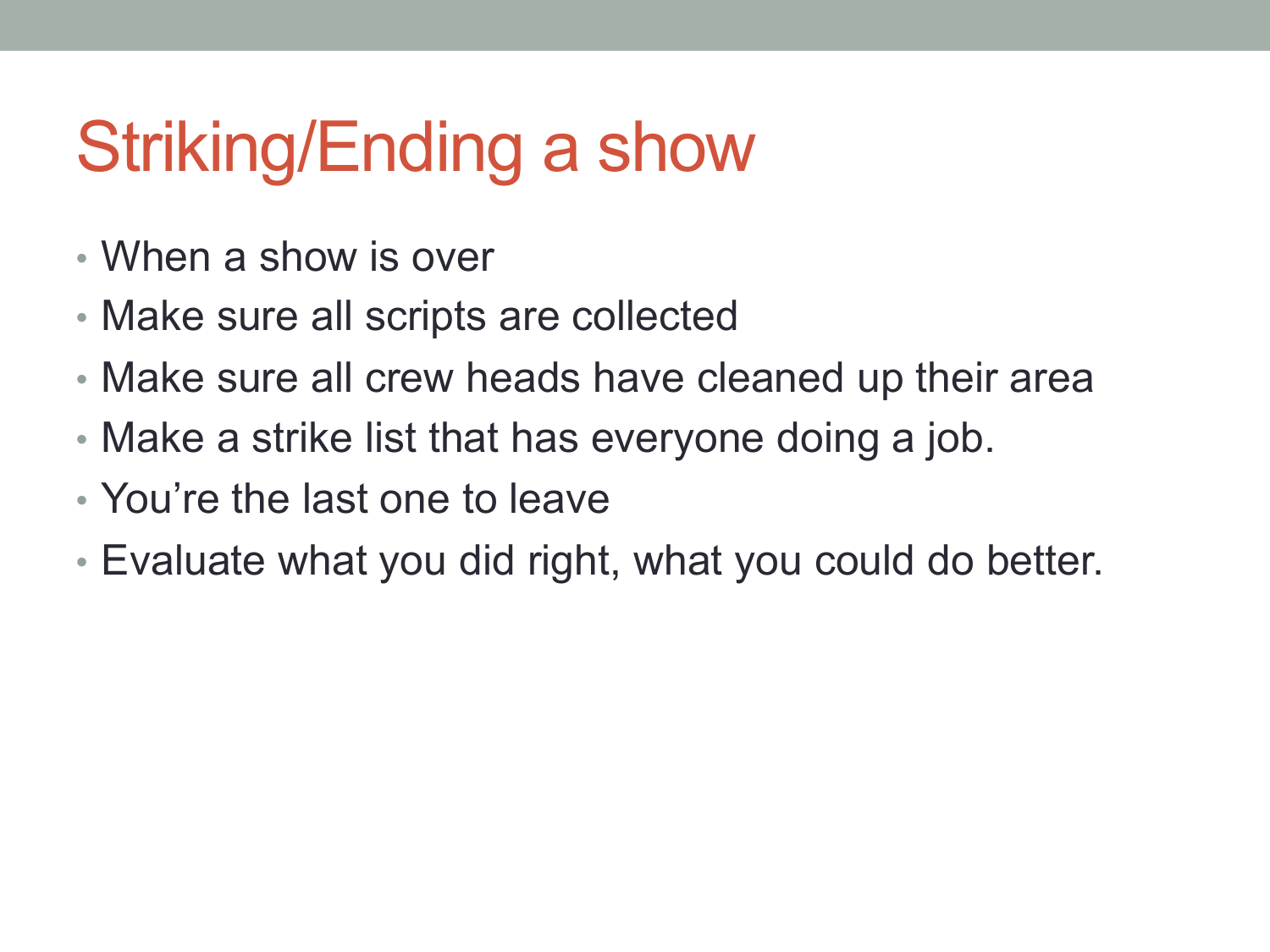# Striking/Ending a show

- When a show is over
- Make sure all scripts are collected
- Make sure all crew heads have cleaned up their area
- Make a strike list that has everyone doing a job.
- You're the last one to leave
- Evaluate what you did right, what you could do better.